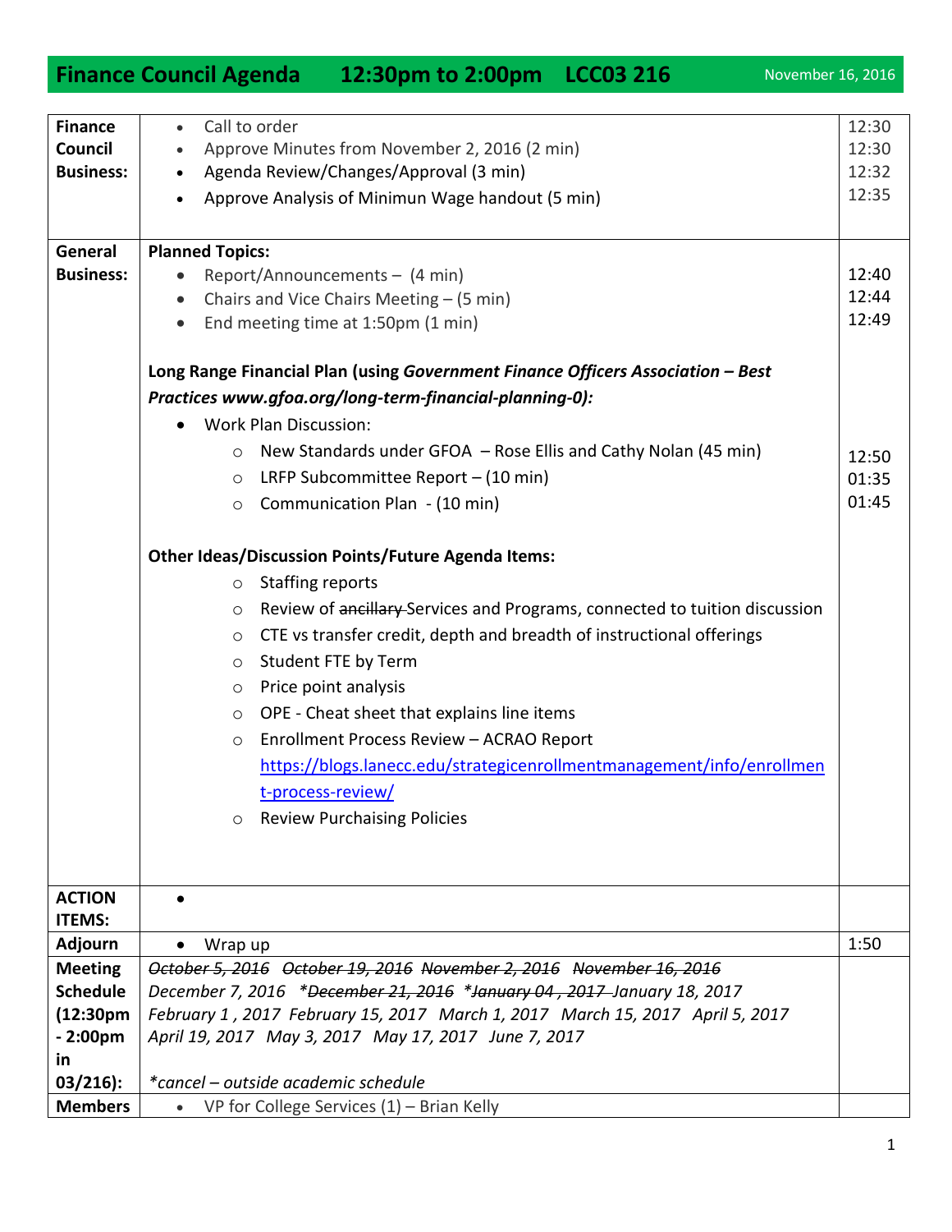# Finance Council Agenda 12:30pm to 2:00pm LCC03 216

November 16, 2016

| | | |
|---|---|---|
| **Finance Council Business:** | • Call to order<br>• Approve Minutes from November 2, 2016 (2 min)<br>• Agenda Review/Changes/Approval (3 min)<br>• Approve Analysis of Minimun Wage handout (5 min) | 12:30<br>12:30<br>12:32<br>12:35 |
| **General Business:** | **Planned Topics:**<br>• Report/Announcements – (4 min)<br>• Chairs and Vice Chairs Meeting – (5 min)<br>• End meeting time at 1:50pm (1 min)<br><br>**Long Range Financial Plan (using *Government Finance Officers Association – Best Practices www.gfoa.org/long-term-financial-planning-0*):**<br>• Work Plan Discussion:<br>  ○ New Standards under GFOA – Rose Ellis and Cathy Nolan (45 min)<br>  ○ LRFP Subcommittee Report – (10 min)<br>  ○ Communication Plan - (10 min)<br><br>**Other Ideas/Discussion Points/Future Agenda Items:**<br>  ○ Staffing reports<br>  ○ Review of ~~ancillary~~ Services and Programs, connected to tuition discussion<br>  ○ CTE vs transfer credit, depth and breadth of instructional offerings<br>  ○ Student FTE by Term<br>  ○ Price point analysis<br>  ○ OPE - Cheat sheet that explains line items<br>  ○ Enrollment Process Review – ACRAO Report https://blogs.lanecc.edu/strategicenrollmentmanagement/info/enrollment-process-review/<br>  ○ Review Purchaising Policies | <br>12:40<br>12:44<br>12:49<br><br><br><br><br>12:50<br>01:35<br>01:45 |
| **ACTION ITEMS:** | • | |
| **Adjourn** | • Wrap up | 1:50 |
| **Meeting Schedule (12:30pm - 2:00pm in 03/216):** | *~~October 5, 2016~~ ~~October 19, 2016~~ ~~November 2, 2016~~ ~~November 16, 2016~~*<br>*December 7, 2016 \*~~December 21, 2016~~ \*~~January 04 , 2017~~ January 18, 2017*<br>*February 1 , 2017 February 15, 2017 March 1, 2017 March 15, 2017 April 5, 2017*<br>*April 19, 2017 May 3, 2017 May 17, 2017 June 7, 2017*<br><br>*\*cancel – outside academic schedule* | |
| **Members** | • VP for College Services (1) – Brian Kelly | |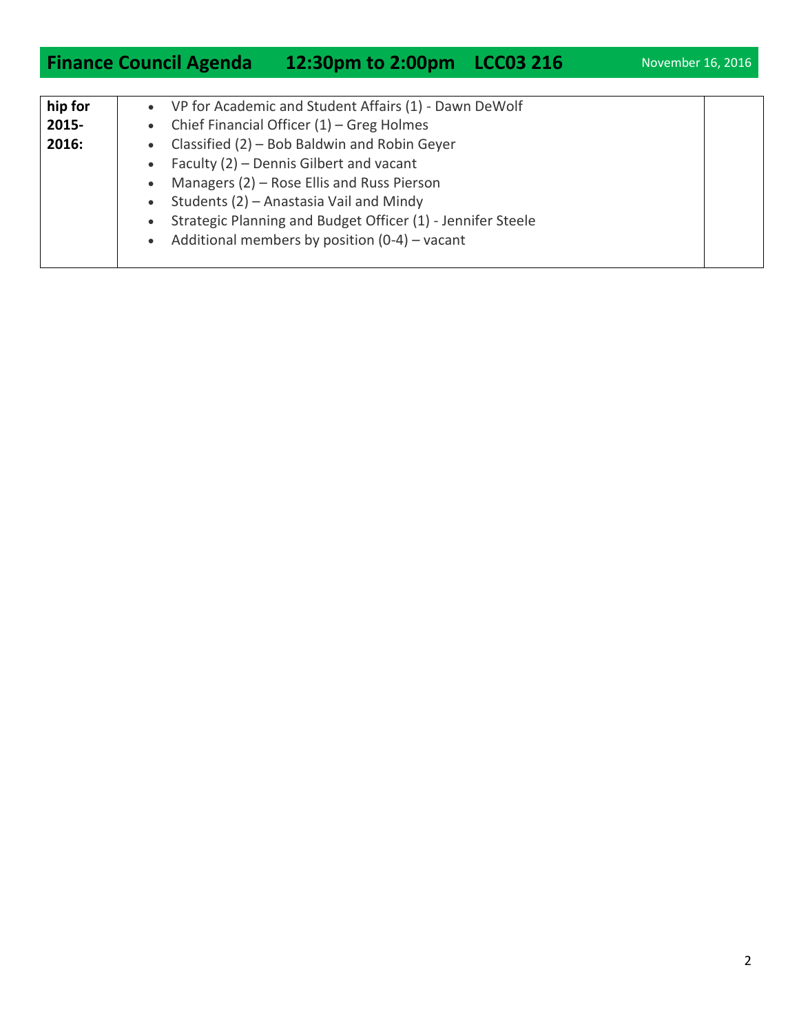| | | |
|---|---|---|
| **hip for 2015-2016:** | • VP for Academic and Student Affairs (1) - Dawn DeWolf<br>• Chief Financial Officer (1) – Greg Holmes<br>• Classified (2) – Bob Baldwin and Robin Geyer<br>• Faculty (2) – Dennis Gilbert and vacant<br>• Managers (2) – Rose Ellis and Russ Pierson<br>• Students (2) – Anastasia Vail and Mindy<br>• Strategic Planning and Budget Officer (1) - Jennifer Steele<br>• Additional members by position (0-4) – vacant | |